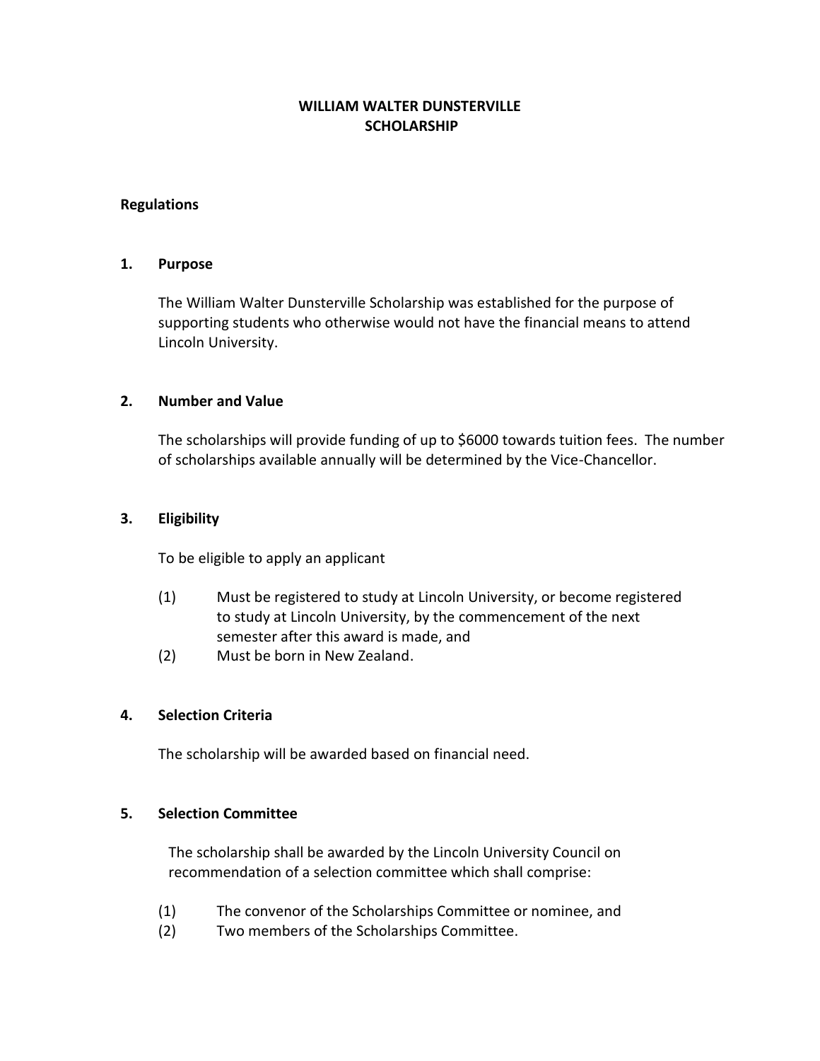# WILLIAM WALTER DUNSTERVILLE SCHOLARSHIP

## Regulations

### 1. Purpose

The William Walter Dunsterville Scholarship was established for the purpose of supporting students who otherwise would not have the financial means to attend Lincoln University.

### 2. Number and Value

The scholarships will provide funding of up to $6000 towards tuition fees. The number of scholarships available annually will be determined by the Vice-Chancellor.

### 3. Eligibility

To be eligible to apply an applicant

(1) Must be registered to study at Lincoln University, or become registered to study at Lincoln University, by the commencement of the next semester after this award is made, and

(2) Must be born in New Zealand.

### 4. Selection Criteria

The scholarship will be awarded based on financial need.

### 5. Selection Committee

The scholarship shall be awarded by the Lincoln University Council on recommendation of a selection committee which shall comprise:

(1) The convenor of the Scholarships Committee or nominee, and

(2) Two members of the Scholarships Committee.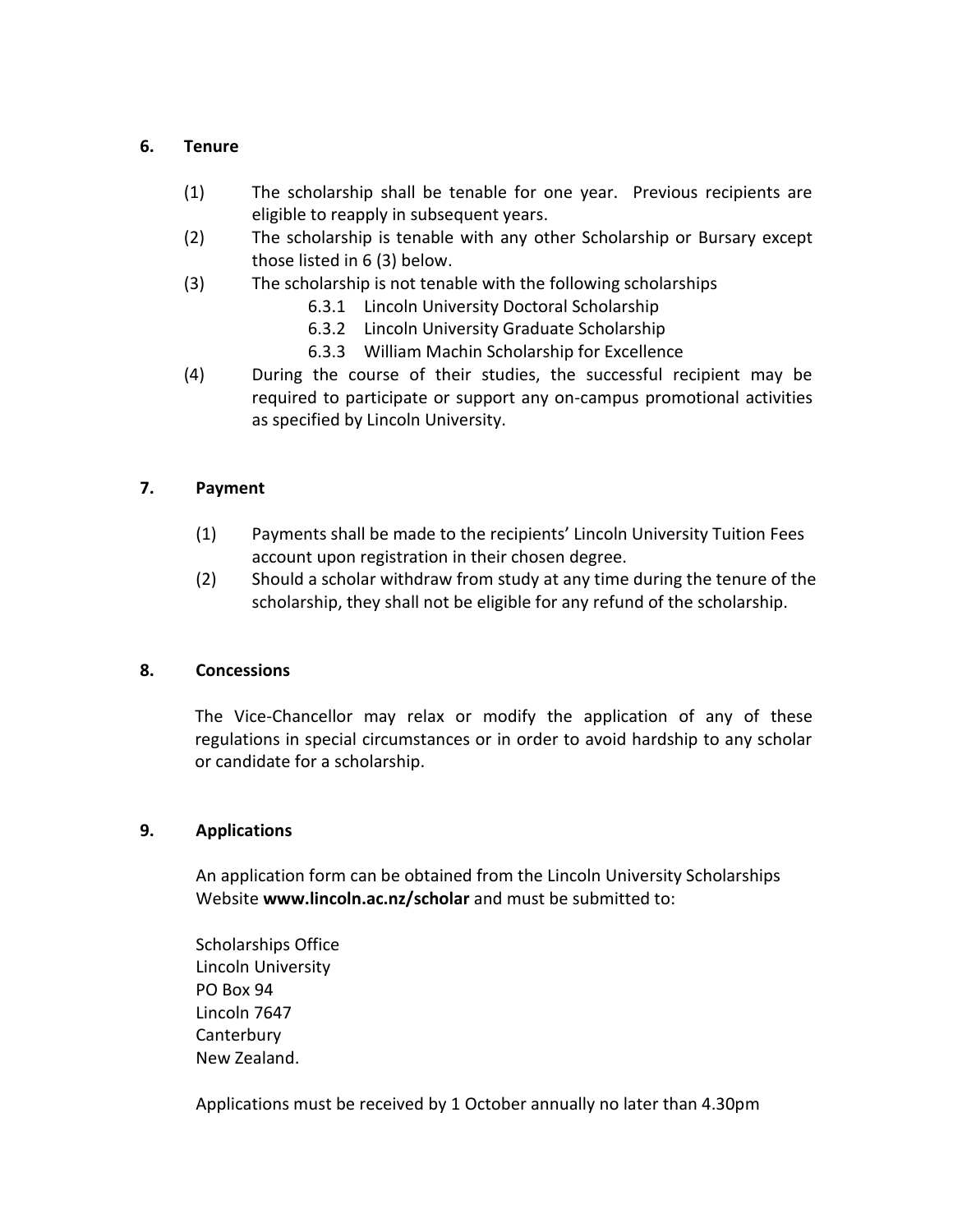## 6. Tenure

(1) The scholarship shall be tenable for one year. Previous recipients are eligible to reapply in subsequent years.

(2) The scholarship is tenable with any other Scholarship or Bursary except those listed in 6 (3) below.

(3) The scholarship is not tenable with the following scholarships

- 6.3.1 Lincoln University Doctoral Scholarship
- 6.3.2 Lincoln University Graduate Scholarship
- 6.3.3 William Machin Scholarship for Excellence

(4) During the course of their studies, the successful recipient may be required to participate or support any on-campus promotional activities as specified by Lincoln University.

## 7. Payment

(1) Payments shall be made to the recipients' Lincoln University Tuition Fees account upon registration in their chosen degree.

(2) Should a scholar withdraw from study at any time during the tenure of the scholarship, they shall not be eligible for any refund of the scholarship.

## 8. Concessions

The Vice-Chancellor may relax or modify the application of any of these regulations in special circumstances or in order to avoid hardship to any scholar or candidate for a scholarship.

## 9. Applications

An application form can be obtained from the Lincoln University Scholarships Website **www.lincoln.ac.nz/scholar** and must be submitted to:

Scholarships Office
Lincoln University
PO Box 94
Lincoln 7647
Canterbury
New Zealand.

Applications must be received by 1 October annually no later than 4.30pm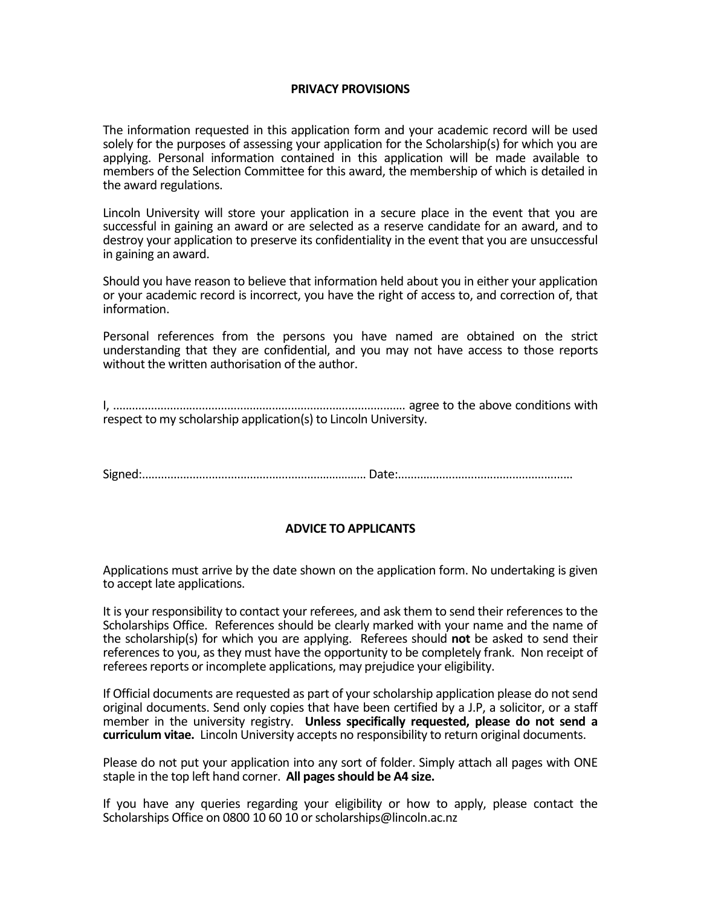## PRIVACY PROVISIONS

The information requested in this application form and your academic record will be used solely for the purposes of assessing your application for the Scholarship(s) for which you are applying. Personal information contained in this application will be made available to members of the Selection Committee for this award, the membership of which is detailed in the award regulations.

Lincoln University will store your application in a secure place in the event that you are successful in gaining an award or are selected as a reserve candidate for an award, and to destroy your application to preserve its confidentiality in the event that you are unsuccessful in gaining an award.

Should you have reason to believe that information held about you in either your application or your academic record is incorrect, you have the right of access to, and correction of, that information.

Personal references from the persons you have named are obtained on the strict understanding that they are confidential, and you may not have access to those reports without the written authorisation of the author.

I, ........................................................................................... agree to the above conditions with respect to my scholarship application(s) to Lincoln University.

Signed:...................................................................... Date:......................................................

## ADVICE TO APPLICANTS

Applications must arrive by the date shown on the application form. No undertaking is given to accept late applications.

It is your responsibility to contact your referees, and ask them to send their references to the Scholarships Office. References should be clearly marked with your name and the name of the scholarship(s) for which you are applying. Referees should **not** be asked to send their references to you, as they must have the opportunity to be completely frank. Non receipt of referees reports or incomplete applications, may prejudice your eligibility.

If Official documents are requested as part of your scholarship application please do not send original documents. Send only copies that have been certified by a J.P, a solicitor, or a staff member in the university registry. **Unless specifically requested, please do not send a curriculum vitae.** Lincoln University accepts no responsibility to return original documents.

Please do not put your application into any sort of folder. Simply attach all pages with ONE staple in the top left hand corner. **All pages should be A4 size.**

If you have any queries regarding your eligibility or how to apply, please contact the Scholarships Office on 0800 10 60 10 or scholarships@lincoln.ac.nz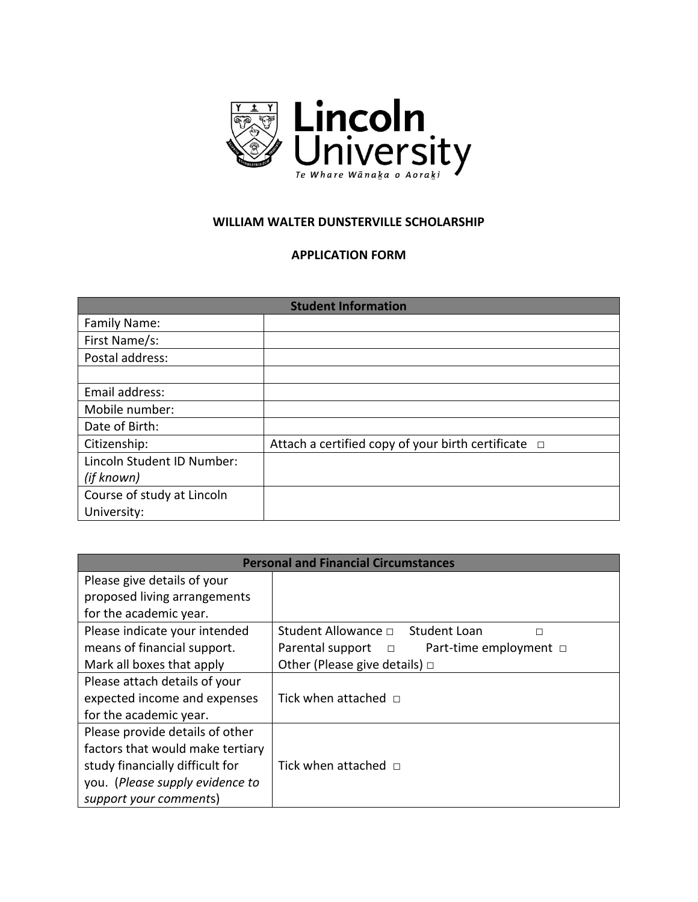Lincoln University

Te Whare Wānaka o Aoraki

**WILLIAM WALTER DUNSTERVILLE SCHOLARSHIP**

**APPLICATION FORM**

| **Student Information** | |
|---|---|
| Family Name: | |
| First Name/s: | |
| Postal address: | |
| | |
| Email address: | |
| Mobile number: | |
| Date of Birth: | |
| Citizenship: | Attach a certified copy of your birth certificate □ |
| Lincoln Student ID Number: *(if known)* | |
| Course of study at Lincoln University: | |

| **Personal and Financial Circumstances** | |
|---|---|
| Please give details of your proposed living arrangements for the academic year. | |
| Please indicate your intended means of financial support. Mark all boxes that apply | Student Allowance □ Student Loan □<br>Parental support □ Part-time employment □<br>Other (Please give details) □ |
| Please attach details of your expected income and expenses for the academic year. | Tick when attached □ |
| Please provide details of other factors that would make tertiary study financially difficult for you. (*Please supply evidence to support your comments*) | Tick when attached □ |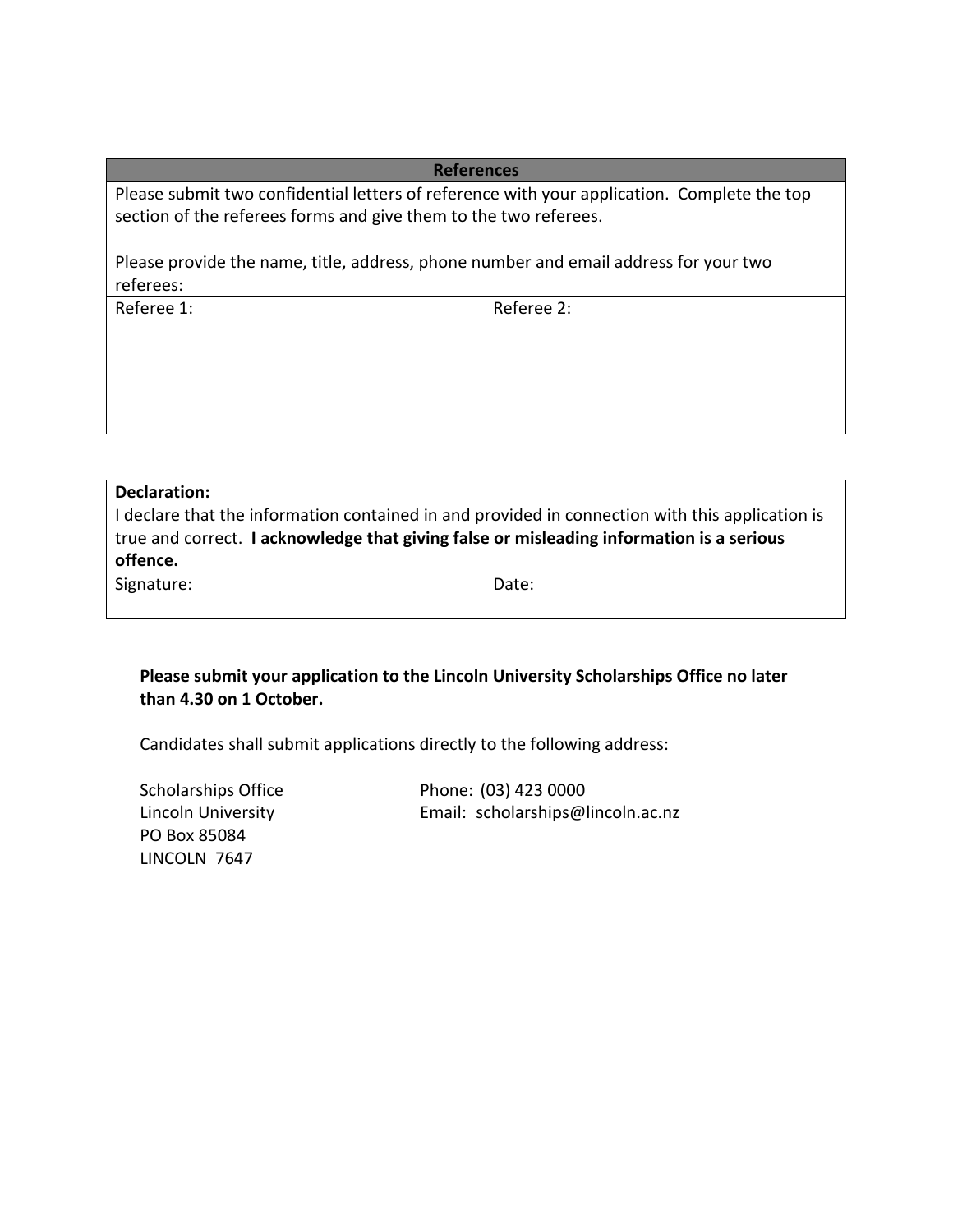| References | |
|---|---|
| Please submit two confidential letters of reference with your application. Complete the top section of the referees forms and give them to the two referees.<br><br>Please provide the name, title, address, phone number and email address for your two referees: | |
| Referee 1: | Referee 2: |

| **Declaration:**<br>I declare that the information contained in and provided in connection with this application is true and correct. **I acknowledge that giving false or misleading information is a serious offence.** | |
|---|---|
| Signature: | Date: |

**Please submit your application to the Lincoln University Scholarships Office no later than 4.30 on 1 October.**

Candidates shall submit applications directly to the following address:

Scholarships Office
Lincoln University
PO Box 85084
LINCOLN 7647

Phone: (03) 423 0000
Email: scholarships@lincoln.ac.nz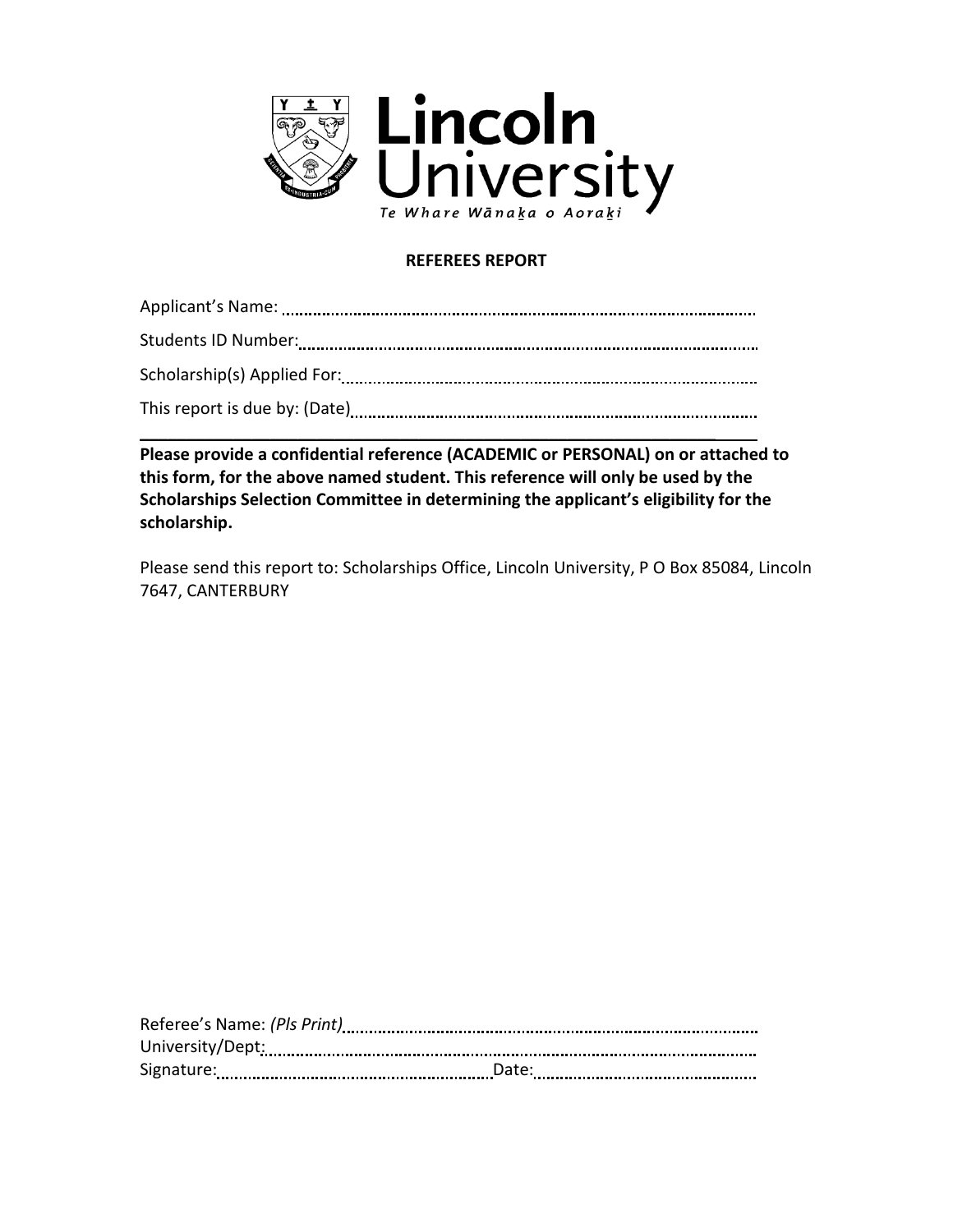Lincoln University

Te Whare Wānaka o Aoraki

**REFEREES REPORT**

Applicant's Name: ..........................................................................................................

Students ID Number: ......................................................................................................

Scholarship(s) Applied For: .............................................................................................

This report is due by: (Date) ..........................................................................................

---

**Please provide a confidential reference (ACADEMIC or PERSONAL) on or attached to this form, for the above named student. This reference will only be used by the Scholarships Selection Committee in determining the applicant's eligibility for the scholarship.**

Please send this report to: Scholarships Office, Lincoln University, P O Box 85084, Lincoln 7647, CANTERBURY

Referee's Name: *(Pls Print)* ..........................................................................................

University/Dept: ..............................................................................................................

Signature: ............................................................ Date: ................................................